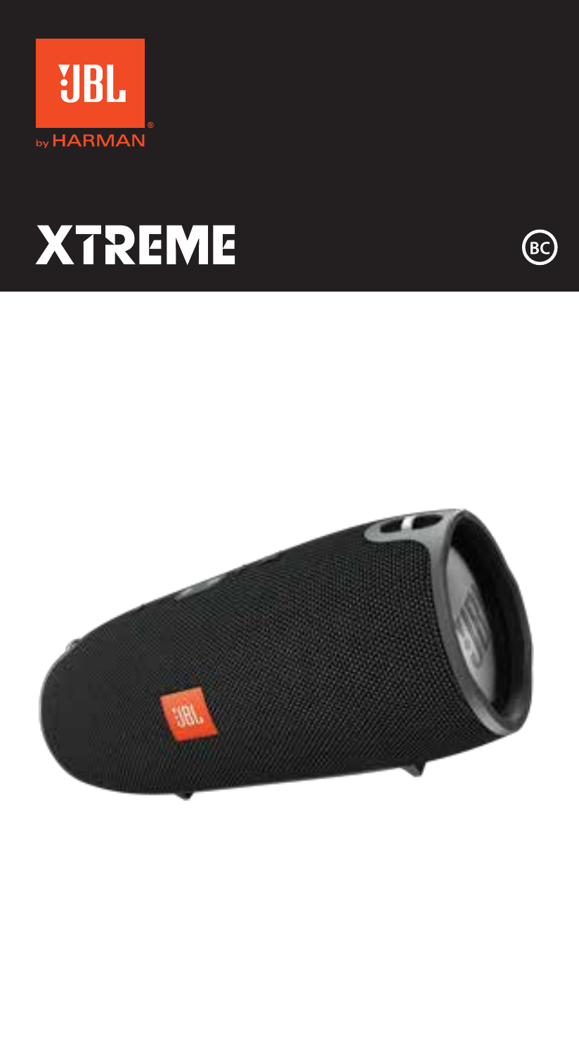JBL by HARMAN

# XTREME

BC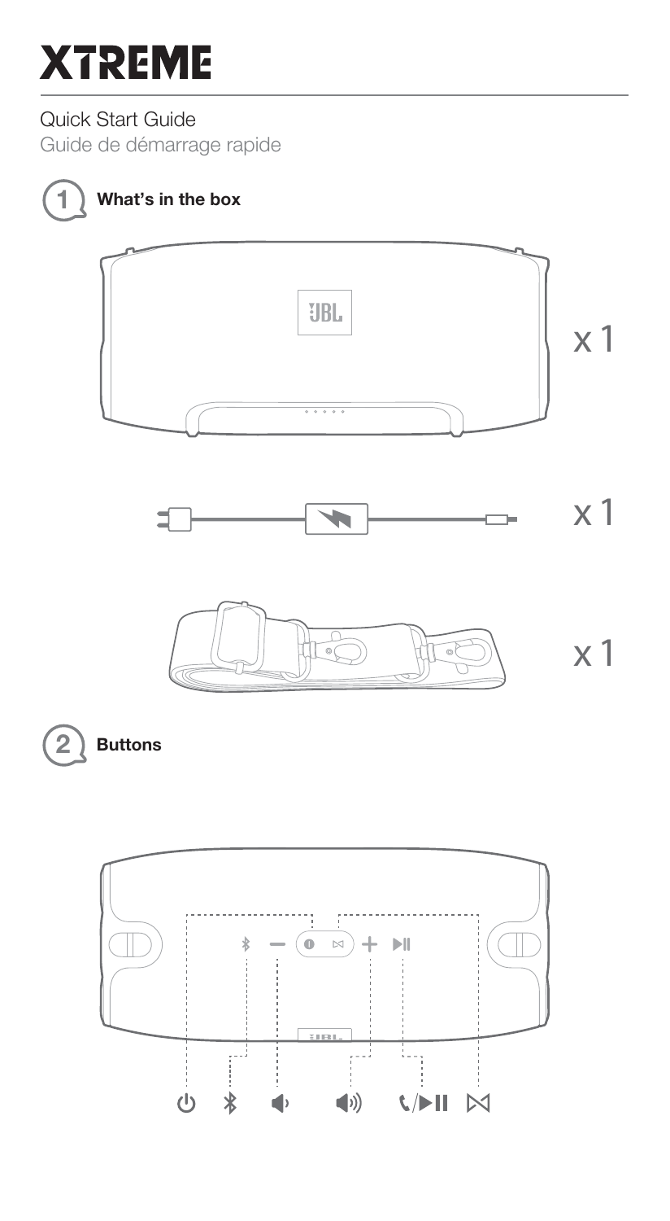# XTREME

Quick Start Guide

Guide de démarrage rapide

## 1 What's in the box

x 1

x 1

x 1

## 2 Buttons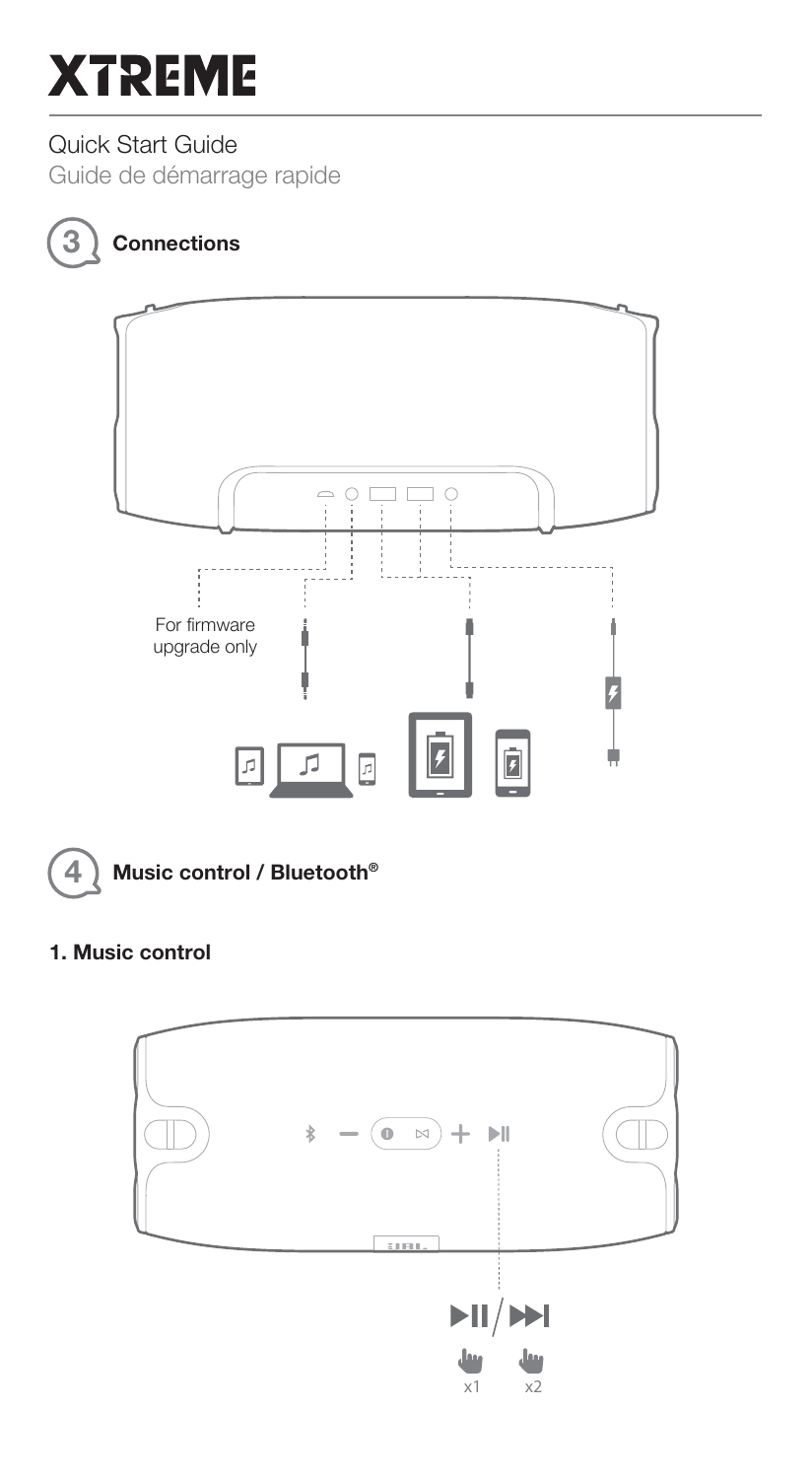# XTREME

Quick Start Guide

Guide de démarrage rapide

## 3 Connections

For firmware upgrade only

## 4 Music control / Bluetooth®

### 1. Music control

x1 x2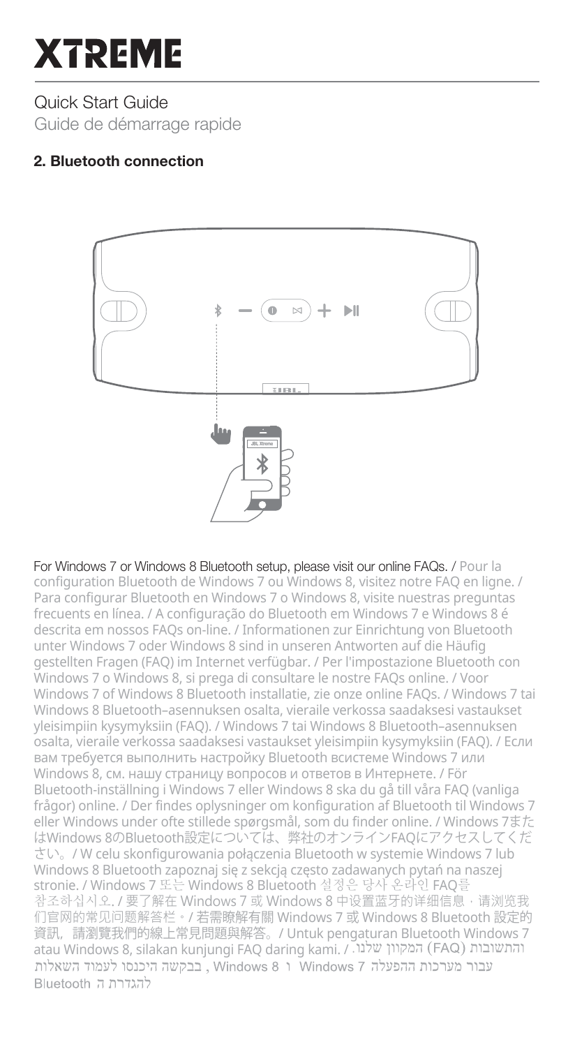# XTREME

Quick Start Guide
Guide de démarrage rapide

**2. Bluetooth connection**

For Windows 7 or Windows 8 Bluetooth setup, please visit our online FAQs. / Pour la configuration Bluetooth de Windows 7 ou Windows 8, visitez notre FAQ en ligne. / Para configurar Bluetooth en Windows 7 o Windows 8, visite nuestras preguntas frecuents en línea. / A configuração do Bluetooth em Windows 7 e Windows 8 é descrita em nossos FAQs on-line. / Informationen zur Einrichtung von Bluetooth unter Windows 7 oder Windows 8 sind in unseren Antworten auf die Häufig gestellten Fragen (FAQ) im Internet verfügbar. / Per l'impostazione Bluetooth con Windows 7 o Windows 8, si prega di consultare le nostre FAQs online. / Voor Windows 7 of Windows 8 Bluetooth installatie, zie onze online FAQs. / Windows 7 tai Windows 8 Bluetooth–asennuksen osalta, vieraile verkossa saadaksesi vastaukset yleisimpiin kysymyksiin (FAQ). / Windows 7 tai Windows 8 Bluetooth–asennuksen osalta, vieraile verkossa saadaksesi vastaukset yleisimpiin kysymyksiin (FAQ). / Если вам требуется выполнить настройку Bluetooth всистеме Windows 7 или Windows 8, см. нашу страницу вопросов и ответов в Интернете. / För Bluetooth-inställning i Windows 7 eller Windows 8 ska du gå till våra FAQ (vanliga frågor) online. / Der findes oplysninger om konfiguration af Bluetooth til Windows 7 eller Windows under ofte stillede spørgsmål, som du finder online. / Windows 7またはWindows 8のBluetooth設定については、弊社のオンラインFAQにアクセスしてください。/ W celu skonfigurowania połączenia Bluetooth w systemie Windows 7 lub Windows 8 Bluetooth zapoznaj się z sekcją często zadawanych pytań na naszej stronie. / Windows 7 또는 Windows 8 Bluetooth 설정은 당사 온라인 FAQ를 참조하십시오. / 要了解在 Windows 7 或 Windows 8 中设置蓝牙的详细信息，请浏览我们官网的常见问题解答栏。/ 若需瞭解有關 Windows 7 或 Windows 8 Bluetooth 設定的資訊，請瀏覽我們的線上常見問題與解答。/ Untuk pengaturan Bluetooth Windows 7 atau Windows 8, silakan kunjungi FAQ daring kami. / עבור מערכות ההפעלה Windows 7 ו Windows 8 , בבקשה היכנסו לעמוד השאלות והתשובות (FAQ) המקוון שלנו. להגדרת ה Bluetooth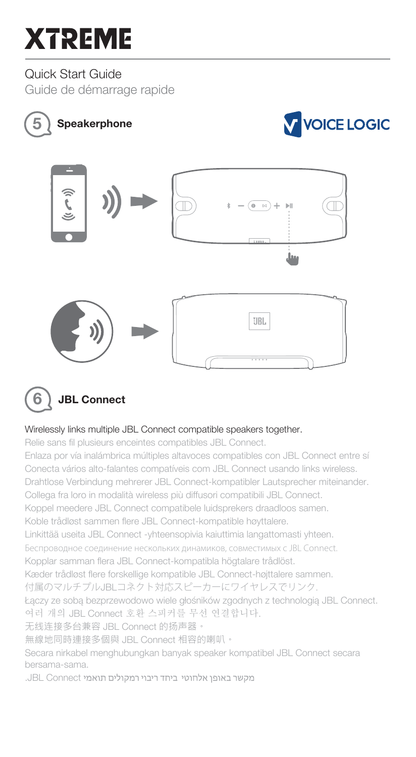# XTREME

Quick Start Guide

Guide de démarrage rapide

## 5 Speakerphone

VOICE LOGIC

## 6 JBL Connect

Wirelessly links multiple JBL Connect compatible speakers together.

Relie sans fil plusieurs enceintes compatibles JBL Connect.

Enlaza por vía inalámbrica múltiples altavoces compatibles con JBL Connect entre sí

Conecta vários alto-falantes compatíveis com JBL Connect usando links wireless.

Drahtlose Verbindung mehrerer JBL Connect-kompatibler Lautsprecher miteinander.

Collega fra loro in modalità wireless più diffusori compatibili JBL Connect.

Koppel meedere JBL Connect compatibele luidsprekers draadloos samen.

Koble trådløst sammen flere JBL Connect-kompatible høyttalere.

Linkittää useita JBL Connect -yhteensopivia kaiuttimia langattomasti yhteen.

Беспроводное соединение нескольких динамиков, совместимых с JBL Connect.

Kopplar samman flera JBL Connect-kompatibla högtalare trådlöst.

Kæder trådløst flere forskellige kompatible JBL Connect-højttalere sammen.

付属のマルチプルJBLコネクト対応スピーカーにワイヤレスでリンク.

Łączy ze sobą bezprzewodowo wiele głośników zgodnych z technologią JBL Connect.

여러 개의 JBL Connect 호환 스피커를 무선 연결합니다.

无线连接多台兼容 JBL Connect 的扬声器。

無線地同時連接多個與 JBL Connect 相容的喇叭。

Secara nirkabel menghubungkan banyak speaker kompatibel JBL Connect secara bersama-sama.

מקשר באופן אלחוטי ביחד ריבוי רמקולים תואמי JBL Connect.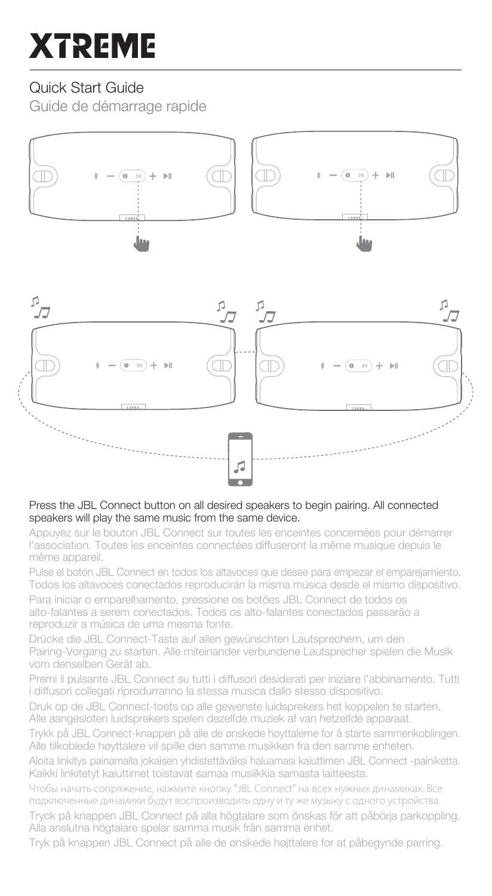# XTREME

## Quick Start Guide

Guide de démarrage rapide

Press the JBL Connect button on all desired speakers to begin pairing. All connected speakers will play the same music from the same device.

Appuyez sur le bouton JBL Connect sur toutes les enceintes concernées pour démarrer l'association. Toutes les enceintes connectées diffuseront la même musique depuis le même appareil.

Pulse el botón JBL Connect en todos los altavoces que desee para empezar el emparejamiento. Todos los altavoces conectados reproducirán la misma música desde el mismo dispositivo.

Para iniciar o emparelhamento, pressione os botões JBL Connect de todos os alto-falantes a serem conectados. Todos os alto-falantes conectados passarão a reproduzir a música de uma mesma fonte.

Drücke die JBL Connect-Taste auf allen gewünschten Lautsprechern, um den Pairing-Vorgang zu starten. Alle miteinander verbundene Lautsprecher spielen die Musik vom denselben Gerät ab.

Premi il pulsante JBL Connect su tutti i diffusori desiderati per iniziare l'abbinamento. Tutti i diffusori collegati riprodurranno la stessa musica dallo stesso dispositivo.

Druk op de JBL Connect-toets op alle gewenste luidsprekers het koppelen te starten. Alle aangesloten luidsprekers spelen dezelfde muziek af van hetzelfde apparaat.

Trykk på JBL Connect-knappen på alle de ønskede høyttalerne for å starte sammenkoblingen. Alle tilkoblede høyttalere vil spille den samme musikken fra den samme enheten.

Aloita linkitys painamalla jokaisen yhdistettäväksi haluamasi kaiuttimen JBL Connect -painiketta. Kaikki linkitetyt kaiuttimet toistavat samaa musiikkia samasta laitteesta.

Чтобы начать сопряжение, нажмите кнопку "JBL Connect" на всех нужных динамиках. Все подключенные динамики будут воспроизводить одну и ту же музыку с одного устройства.

Tryck på knappen JBL Connect på alla högtalare som önskas för att påbörja parkoppling. Alla anslutna högtalare spelar samma musik från samma enhet.

Tryk på knappen JBL Connect på alle de ønskede højttalere for at påbegynde parring.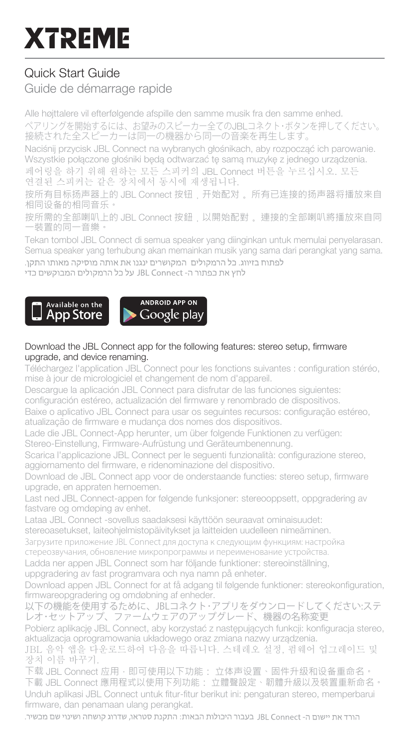# XTREME

## Quick Start Guide

Guide de démarrage rapide

Alle højttalere vil efterfølgende afspille den samme musik fra den samme enhed.

ペアリングを開始するには、お望みのスピーカー全てのJBLコネクト･ボタンを押してください。接続された全スピーカーは同一の機器から同一の音楽を再生します。

Naciśnij przycisk JBL Connect na wybranych głośnikach, aby rozpocząć ich parowanie. Wszystkie połączone głośniki będą odtwarzać tę samą muzykę z jednego urządzenia.

페어링을 하기 위해 원하는 모든 스피커의 JBL Connect 버튼을 누르십시오. 모든 연결된 스피커는 같은 장치에서 동시에 재생됩니다.

按所有目标扬声器上的 JBL Connect 按钮，开始配对。所有已连接的扬声器将播放来自相同设备的相同音乐。

按所需的全部喇叭上的 JBL Connect 按鈕，以開始配對。連接的全部喇叭將播放來自同一裝置的同一音樂。

Tekan tombol JBL Connect di semua speaker yang diinginkan untuk memulai penyelarasan. Semua speaker yang terhubung akan memainkan musik yang sama dari perangkat yang sama.

לחץ את כפתור ה- JBL Connect על כל הרמקולים המבוקשים כדי לפתוח בזיווג. כל הרמקולים המקושרים ינגנו את אותה מוסיקה מאותו התקן.

Available on the App Store

ANDROID APP ON Google play

Download the JBL Connect app for the following features: stereo setup, firmware upgrade, and device renaming.

Téléchargez l'application JBL Connect pour les fonctions suivantes : configuration stéréo, mise à jour de micrologiciel et changement de nom d'appareil.

Descargue la aplicación JBL Connect para disfrutar de las funciones siguientes: configuración estéreo, actualización del firmware y renombrado de dispositivos.

Baixe o aplicativo JBL Connect para usar os seguintes recursos: configuração estéreo, atualização de firmware e mudança dos nomes dos dispositivos.

Lade die JBL Connect-App herunter, um über folgende Funktionen zu verfügen: Stereo-Einstellung, Firmware-Aufrüstung und Geräteumbenennung.

Scarica l'applicazione JBL Connect per le seguenti funzionalità: configurazione stereo, aggiornamento del firmware, e ridenominazione del dispositivo.

Download de JBL Connect app voor de onderstaande functies: stereo setup, firmware upgrade, en appraten hernoemen.

Last ned JBL Connect-appen for følgende funksjoner: stereooppsett, oppgradering av fastvare og omdøping av enhet.

Lataa JBL Connect -sovellus saadaksesi käyttöön seuraavat ominaisuudet: stereoasetukset, laiteohjelmistopäivitykset ja laitteiden uudelleen nimeäminen.

Загрузите приложение JBL Connect для доступа к следующим функциям: настройка стереозвучания, обновление микропрограммы и переименование устройства.

Ladda ner appen JBL Connect som har följande funktioner: stereoinställning, uppgradering av fast programvara och nya namn på enheter.

Download appen JBL Connect for at få adgang til følgende funktioner: stereokonfiguration, firmwareopgradering og omdøbning af enheder.

以下の機能を使用するために、JBLコネクト･アプリをダウンロードしてください:ステレオ･セットアップ、ファームウェアのアップグレード、機器の名称変更

Pobierz aplikację JBL Connect, aby korzystać z następujących funkcji: konfiguracja stereo, aktualizacja oprogramowania układowego oraz zmiana nazwy urządzenia.

JBL 음악 앱을 다운로드하여 다음을 따릅니다. 스테레오 설정, 펌웨어 업그레이드 및 장치 이름 바꾸기.

下载 JBL Connect 应用，即可使用以下功能：立体声设置、固件升级和设备重命名。

下載 JBL Connect 應用程式以使用下列功能：立體聲設定、韌體升級以及裝置重新命名。

Unduh aplikasi JBL Connect untuk fitur-fitur berikut ini: pengaturan stereo, memperbarui firmware, dan penamaan ulang perangkat.

הורד את יישום ה- JBL Connect בעבור היכולות הבאות: התקנת סטראו, שדרוג קושחה ושינוי שם מכשיר.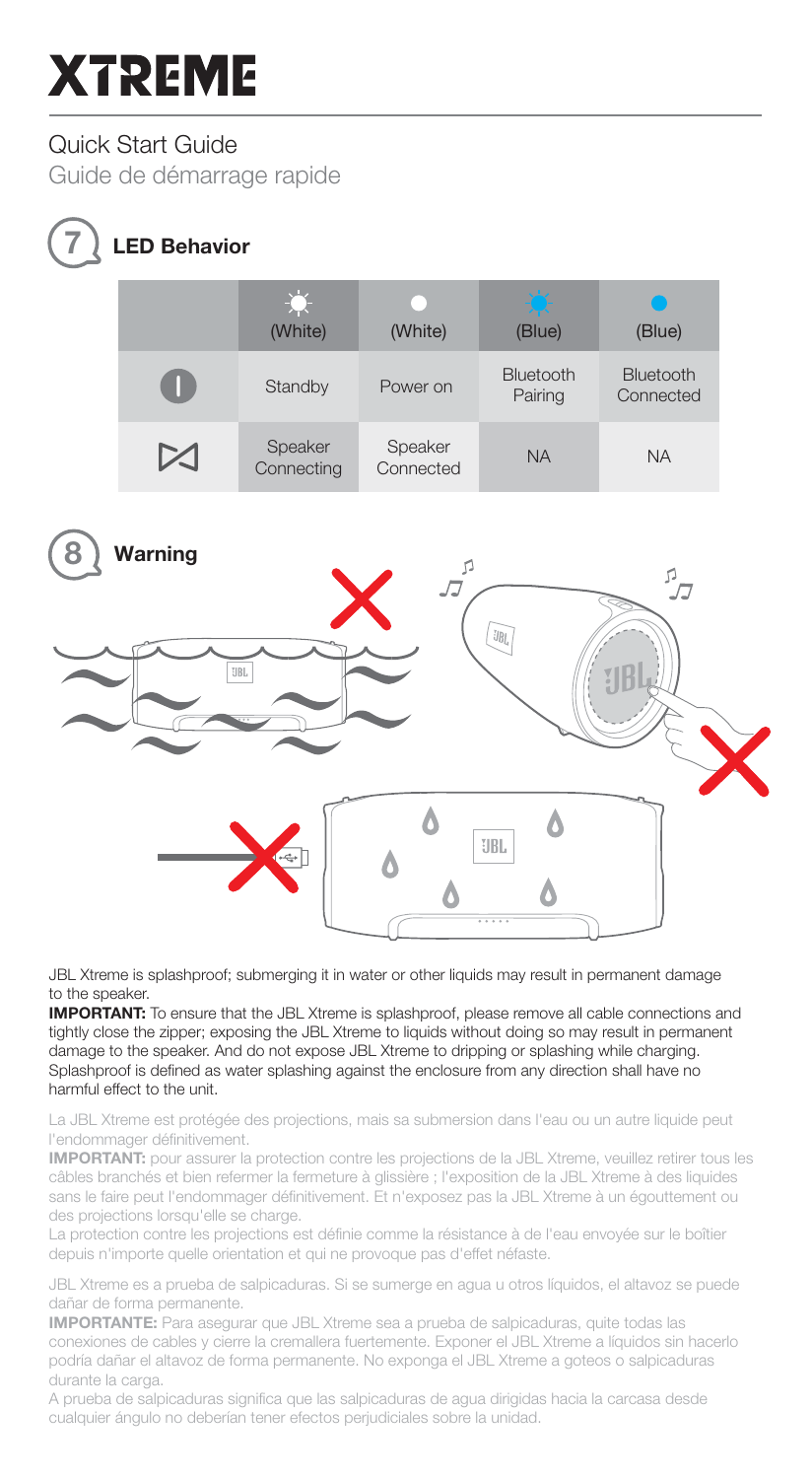# XTREME

## Quick Start Guide

Guide de démarrage rapide

### 7 LED Behavior

| | (White) | (White) | (Blue) | (Blue) |
|---|---|---|---|---|
| | Standby | Power on | Bluetooth Pairing | Bluetooth Connected |
| | Speaker Connecting | Speaker Connected | NA | NA |

### 8 Warning

JBL Xtreme is splashproof; submerging it in water or other liquids may result in permanent damage to the speaker.

**IMPORTANT:** To ensure that the JBL Xtreme is splashproof, please remove all cable connections and tightly close the zipper; exposing the JBL Xtreme to liquids without doing so may result in permanent damage to the speaker. And do not expose JBL Xtreme to dripping or splashing while charging. Splashproof is defined as water splashing against the enclosure from any direction shall have no harmful effect to the unit.

La JBL Xtreme est protégée des projections, mais sa submersion dans l'eau ou un autre liquide peut l'endommager définitivement.

**IMPORTANT:** pour assurer la protection contre les projections de la JBL Xtreme, veuillez retirer tous les câbles branchés et bien refermer la fermeture à glissière ; l'exposition de la JBL Xtreme à des liquides sans le faire peut l'endommager définitivement. Et n'exposez pas la JBL Xtreme à un égouttement ou des projections lorsqu'elle se charge.

La protection contre les projections est définie comme la résistance à de l'eau envoyée sur le boîtier depuis n'importe quelle orientation et qui ne provoque pas d'effet néfaste.

JBL Xtreme es a prueba de salpicaduras. Si se sumerge en agua u otros líquidos, el altavoz se puede dañar de forma permanente.

**IMPORTANTE:** Para asegurar que JBL Xtreme sea a prueba de salpicaduras, quite todas las conexiones de cables y cierre la cremallera fuertemente. Exponer el JBL Xtreme a líquidos sin hacerlo podría dañar el altavoz de forma permanente. No exponga el JBL Xtreme a goteos o salpicaduras durante la carga.

A prueba de salpicaduras significa que las salpicaduras de agua dirigidas hacia la carcasa desde cualquier ángulo no deberían tener efectos perjudiciales sobre la unidad.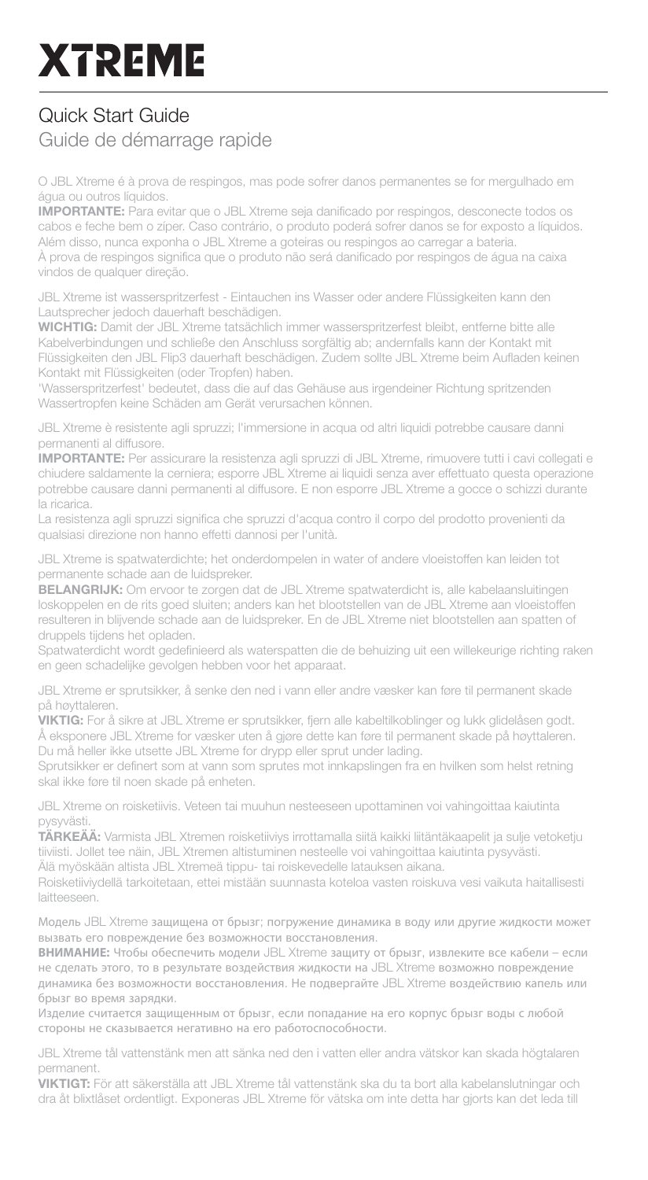# XTREME

## Quick Start Guide

Guide de démarrage rapide

O JBL Xtreme é à prova de respingos, mas pode sofrer danos permanentes se for mergulhado em água ou outros líquidos.

**IMPORTANTE:** Para evitar que o JBL Xtreme seja danificado por respingos, desconecte todos os cabos e feche bem o zíper. Caso contrário, o produto poderá sofrer danos se for exposto a líquidos. Além disso, nunca exponha o JBL Xtreme a goteiras ou respingos ao carregar a bateria.
À prova de respingos significa que o produto não será danificado por respingos de água na caixa vindos de qualquer direção.

JBL Xtreme ist wasserspritzerfest - Eintauchen ins Wasser oder andere Flüssigkeiten kann den Lautsprecher jedoch dauerhaft beschädigen.

**WICHTIG:** Damit der JBL Xtreme tatsächlich immer wasserspritzerfest bleibt, entferne bitte alle Kabelverbindungen und schließe den Anschluss sorgfältig ab; andernfalls kann der Kontakt mit Flüssigkeiten den JBL Flip3 dauerhaft beschädigen. Zudem sollte JBL Xtreme beim Aufladen keinen Kontakt mit Flüssigkeiten (oder Tropfen) haben.
'Wasserspritzerfest' bedeutet, dass die auf das Gehäuse aus irgendeiner Richtung spritzenden Wassertropfen keine Schäden am Gerät verursachen können.

JBL Xtreme è resistente agli spruzzi; l'immersione in acqua od altri liquidi potrebbe causare danni permanenti al diffusore.

**IMPORTANTE:** Per assicurare la resistenza agli spruzzi di JBL Xtreme, rimuovere tutti i cavi collegati e chiudere saldamente la cerniera; esporre JBL Xtreme ai liquidi senza aver effettuato questa operazione potrebbe causare danni permanenti al diffusore. E non esporre JBL Xtreme a gocce o schizzi durante la ricarica.
La resistenza agli spruzzi significa che spruzzi d'acqua contro il corpo del prodotto provenienti da qualsiasi direzione non hanno effetti dannosi per l'unità.

JBL Xtreme is spatwaterdichte; het onderdompelen in water of andere vloeistoffen kan leiden tot permanente schade aan de luidspreker.

**BELANGRIJK:** Om ervoor te zorgen dat de JBL Xtreme spatwaterdicht is, alle kabelaansluitingen loskoppelen en de rits goed sluiten; anders kan het blootstellen van de JBL Xtreme aan vloeistoffen resulteren in blijvende schade aan de luidspreker. En de JBL Xtreme niet blootstellen aan spatten of druppels tijdens het opladen.
Spatwaterdicht wordt gedefinieerd als waterspatten die de behuizing uit een willekeurige richting raken en geen schadelijke gevolgen hebben voor het apparaat.

JBL Xtreme er sprutsikker, å senke den ned i vann eller andre væsker kan føre til permanent skade på høyttaleren.

**VIKTIG:** For å sikre at JBL Xtreme er sprutsikker, fjern alle kabeltilkoblinger og lukk glidelåsen godt. Å eksponere JBL Xtreme for væsker uten å gjøre dette kan føre til permanent skade på høyttaleren. Du må heller ikke utsette JBL Xtreme for drypp eller sprut under lading.
Sprutsikker er definert som at vann som sprutes mot innkapslingen fra en hvilken som helst retning skal ikke føre til noen skade på enheten.

JBL Xtreme on roisketiivis. Veteen tai muuhun nesteeseen upottaminen voi vahingoittaa kaiutinta pysyvästi.

**TÄRKEÄÄ:** Varmista JBL Xtremen roisketiiviys irrottamalla siitä kaikki liitäntäkaapelit ja sulje vetoketju tiiviisti. Jollet tee näin, JBL Xtremen altistuminen nesteelle voi vahingoittaa kaiutinta pysyvästi. Älä myöskään altista JBL Xtremeä tippu- tai roiskevedelle latauksen aikana.
Roisketiiviydellä tarkoitetaan, ettei mistään suunnasta koteloa vasten roiskuva vesi vaikuta haitallisesti laitteeseen.

Модель JBL Xtreme защищена от брызг; погружение динамика в воду или другие жидкости может вызвать его повреждение без возможности восстановления.

**ВНИМАНИЕ:** Чтобы обеспечить модели JBL Xtreme защиту от брызг, извлеките все кабели – если не сделать этого, то в результате воздействия жидкости на JBL Xtreme возможно повреждение динамика без возможности восстановления. Не подвергайте JBL Xtreme воздействию капель или брызг во время зарядки.
Изделие считается защищенным от брызг, если попадание на его корпус брызг воды с любой стороны не сказывается негативно на его работоспособности.

JBL Xtreme tål vattenstänk men att sänka ned den i vatten eller andra vätskor kan skada högtalaren permanent.

**VIKTIGT:** För att säkerställa att JBL Xtreme tål vattenstänk ska du ta bort alla kabelanslutningar och dra åt blixtlåset ordentligt. Exponeras JBL Xtreme för vätska om inte detta har gjorts kan det leda till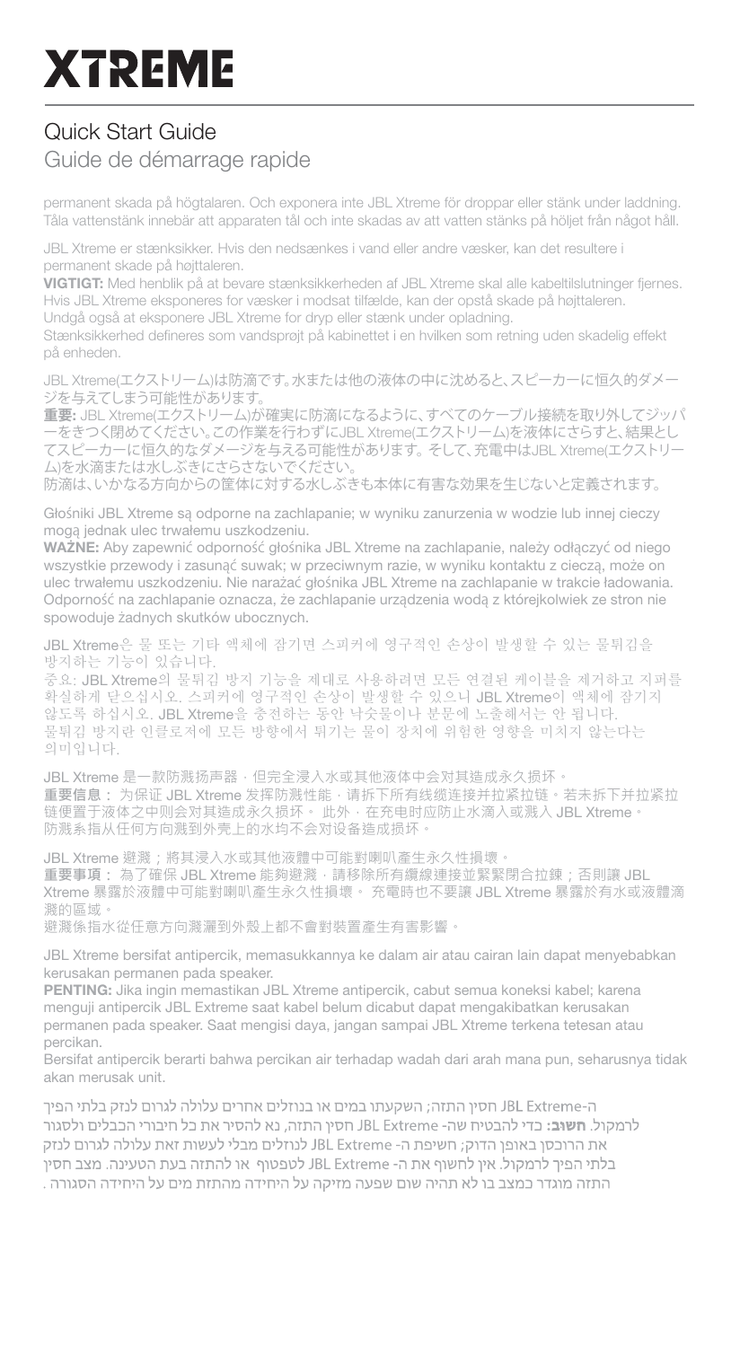# XTREME

## Quick Start Guide

Guide de démarrage rapide

permanent skada på högtalaren. Och exponera inte JBL Xtreme för droppar eller stänk under laddning. Tåla vattenstänk innebär att apparaten tål och inte skadas av att vatten stänks på höljet från något håll.

JBL Xtreme er stænksikker. Hvis den nedsænkes i vand eller andre væsker, kan det resultere i permanent skade på højttaleren.

**VIGTIGT:** Med henblik på at bevare stænksikkerheden af JBL Xtreme skal alle kabeltilslutninger fjernes. Hvis JBL Xtreme eksponeres for væsker i modsat tilfælde, kan der opstå skade på højttaleren. Undgå også at eksponere JBL Xtreme for dryp eller stænk under opladning.

Stænksikkerhed defineres som vandsprøjt på kabinettet i en hvilken som retning uden skadelig effekt på enheden.

JBL Xtreme(エクストリーム)は防滴です。水または他の液体の中に沈めると、スピーカーに恒久的ダメージを与えてしまう可能性があります。

**重要:** JBL Xtreme(エクストリーム)が確実に防滴になるように、すべてのケーブル接続を取り外してジッパーをきつく閉めてください。この作業を行わずにJBL Xtreme(エクストリーム)を液体にさらすと、結果としてスピーカーに恒久的なダメージを与える可能性があります。そして、充電中はJBL Xtreme(エクストリーム)を水滴または水しぶきにさらさないでください。

防滴は、いかなる方向からの筐体に対する水しぶきも本体に有害な効果を生じないと定義されます。

Głośniki JBL Xtreme są odporne na zachlapanie; w wyniku zanurzenia w wodzie lub innej cieczy mogą jednak ulec trwałemu uszkodzeniu.

**WAŻNE:** Aby zapewnić odporność głośnika JBL Xtreme na zachlapanie, należy odłączyć od niego wszystkie przewody i zasunąć suwak; w przeciwnym razie, w wyniku kontaktu z cieczą, może on ulec trwałemu uszkodzeniu. Nie narażać głośnika JBL Xtreme na zachlapanie w trakcie ładowania. Odporność na zachlapanie oznacza, że zachlapanie urządzenia wodą z którejkolwiek ze stron nie spowoduje żadnych skutków ubocznych.

JBL Xtreme은 물 또는 기타 액체에 잠기면 스피커에 영구적인 손상이 발생할 수 있는 물튀김을 방지하는 기능이 있습니다.

중요: JBL Xtreme의 물튀김 방지 기능을 제대로 사용하려면 모든 연결된 케이블을 제거하고 지퍼를 확실하게 닫으십시오. 스피커에 영구적인 손상이 발생할 수 있으니 JBL Xtreme이 액체에 잠기지 않도록 하십시오. JBL Xtreme을 충전하는 동안 낙숫물이나 분문에 노출해서는 안 됩니다. 물튀김 방지란 인클로저에 모든 방향에서 튀기는 물이 장치에 위험한 영향을 미치지 않는다는 의미입니다.

JBL Xtreme 是一款防溅扬声器，但完全浸入水或其他液体中会对其造成永久损坏。

**重要信息：** 为保证 JBL Xtreme 发挥防溅性能，请拆下所有线缆连接并拉紧拉链。若未拆下并拉紧拉链便置于液体之中则会对其造成永久损坏。此外，在充电时应防止水滴入或溅入 JBL Xtreme。

防溅系指从任何方向溅到外壳上的水均不会对设备造成损坏。

JBL Xtreme 避濺；將其浸入水或其他液體中可能對喇叭產生永久性損壞。

**重要事項：** 為了確保 JBL Xtreme 能夠避濺，請移除所有纜線連接並緊緊閉合拉鍊；否則讓 JBL Xtreme 暴露於液體中可能對喇叭產生永久性損壞。 充電時也不要讓 JBL Xtreme 暴露於有水或液體滴濺的區域。

避濺係指水從任意方向濺灑到外殼上都不會對裝置產生有害影響。

JBL Xtreme bersifat antipercik, memasukkannya ke dalam air atau cairan lain dapat menyebabkan kerusakan permanen pada speaker.

**PENTING:** Jika ingin memastikan JBL Xtreme antipercik, cabut semua koneksi kabel; karena menguji antipercik JBL Extreme saat kabel belum dicabut dapat mengakibatkan kerusakan permanen pada speaker. Saat mengisi daya, jangan sampai JBL Xtreme terkena tetesan atau percikan.

Bersifat antipercik berarti bahwa percikan air terhadap wadah dari arah mana pun, seharusnya tidak akan merusak unit.

ה-JBL Extreme חסין התזה; השקעתו במים או בנוזלים אחרים עלולה לגרום לנזק בלתי הפיך לרמקול. **חשוב:** כדי להבטיח שה- JBL Extreme חסין התזה, נא להסיר את כל חיבורי הכבלים ולסגור את הרוכסן באופן הדוק; חשיפת ה- JBL Extreme לנוזלים מבלי לעשות זאת עלולה לגרום לנזק בלתי הפיך לרמקול. אין לחשוף את ה- JBL Extreme לטפטוף או להתזה בעת הטעינה. מצב חסין התזה מוגדר כמצב בו לא תהיה שום שפעה מזיקה על היחידה מהתזת מים על היחידה הסגורה .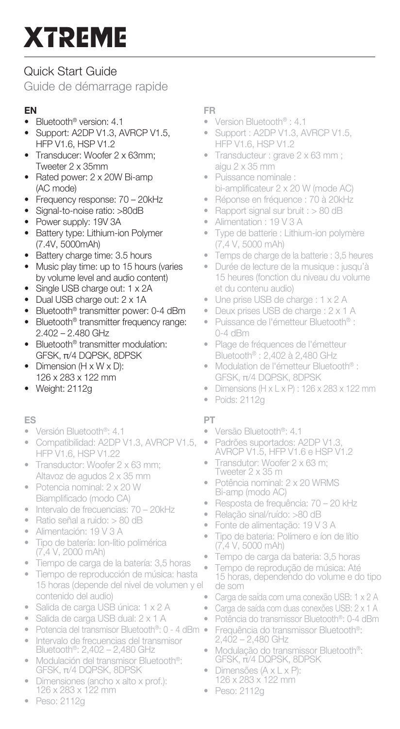# XTREME

## Quick Start Guide

Guide de démarrage rapide

### EN

- Bluetooth® version: 4.1
- Support: A2DP V1.3, AVRCP V1.5, HFP V1.6, HSP V1.2
- Transducer: Woofer 2 x 63mm; Tweeter 2 x 35mm
- Rated power: 2 x 20W Bi-amp (AC mode)
- Frequency response: 70 – 20kHz
- Signal-to-noise ratio: >80dB
- Power supply: 19V 3A
- Battery type: Lithium-ion Polymer (7.4V, 5000mAh)
- Battery charge time: 3.5 hours
- Music play time: up to 15 hours (varies by volume level and audio content)
- Single USB charge out: 1 x 2A
- Dual USB charge out: 2 x 1A
- Bluetooth® transmitter power: 0-4 dBm
- Bluetooth® transmitter frequency range: 2.402 – 2.480 GHz
- Bluetooth® transmitter modulation: GFSK, π/4 DQPSK, 8DPSK
- Dimension (H x W x D): 126 x 283 x 122 mm
- Weight: 2112g

### FR

- Version Bluetooth® : 4.1
- Support : A2DP V1.3, AVRCP V1.5, HFP V1.6, HSP V1.2
- Transducteur : grave 2 x 63 mm ; aigu 2 x 35 mm
- Puissance nominale : bi-amplificateur 2 x 20 W (mode AC)
- Réponse en fréquence : 70 à 20kHz
- Rapport signal sur bruit : > 80 dB
- Alimentation : 19 V 3 A
- Type de batterie : Lithium-ion polymère (7,4 V, 5000 mAh)
- Temps de charge de la batterie : 3,5 heures
- Durée de lecture de la musique : jusqu'à 15 heures (fonction du niveau du volume et du contenu audio)
- Une prise USB de charge : 1 x 2 A
- Deux prises USB de charge : 2 x 1 A
- Puissance de l'émetteur Bluetooth® : 0-4 dBm
- Plage de fréquences de l'émetteur Bluetooth® : 2,402 à 2,480 GHz
- Modulation de l'émetteur Bluetooth® : GFSK, π/4 DQPSK, 8DPSK
- Dimensions (H x L x P) : 126 x 283 x 122 mm
- Poids: 2112g

### ES

- Versión Bluetooth®: 4.1
- Compatibilidad: A2DP V1.3, AVRCP V1.5, HFP V1.6, HSP V1.22
- Transductor: Woofer 2 x 63 mm; Altavoz de agudos 2 x 35 mm
- Potencia nominal: 2 x 20 W Biamplificado (modo CA)
- Intervalo de frecuencias: 70 – 20kHz
- Ratio señal a ruido: > 80 dB
- Alimentación: 19 V 3 A
- Tipo de batería: Ion-litio polimérica (7,4 V, 2000 mAh)
- Tiempo de carga de la batería: 3,5 horas
- Tiempo de reproducción de música: hasta 15 horas (depende del nivel de volumen y el contenido del audio)
- Salida de carga USB única: 1 x 2 A
- Salida de carga USB dual: 2 x 1 A
- Potencia del transmisor Bluetooth®: 0 - 4 dBm
- Intervalo de frecuencias del transmisor Bluetooth®: 2,402 – 2,480 GHz
- Modulación del transmisor Bluetooth®: GFSK, π/4 DQPSK, 8DPSK
- Dimensiones (ancho x alto x prof.): 126 x 283 x 122 mm
- Peso: 2112g

### PT

- Versão Bluetooth®: 4.1
- Padrões suportados: A2DP V1.3, AVRCP V1.5, HFP V1.6 e HSP V1.2
- Transdutor: Woofer 2 x 63 m; Tweeter 2 x 35 m
- Potência nominal: 2 x 20 WRMS Bi-amp (modo AC)
- Resposta de frequência: 70 – 20 kHz
- Relação sinal/ruído: >80 dB
- Fonte de alimentação: 19 V 3 A
- Tipo de bateria: Polímero e íon de lítio (7,4 V, 5000 mAh)
- Tempo de carga da bateria: 3,5 horas
- Tempo de reprodução de música: Até 15 horas, dependendo do volume e do tipo de som
- Carga de saída com uma conexão USB: 1 x 2 A
- Carga de saída com duas conexões USB: 2 x 1 A
- Potência do transmissor Bluetooth®: 0-4 dBm
- Frequência do transmissor Bluetooth®: 2,402 – 2,480 GHz
- Modulação do transmissor Bluetooth®: GFSK, π/4 DQPSK, 8DPSK
- Dimensões (A x L x P): 126 x 283 x 122 mm
- Peso: 2112g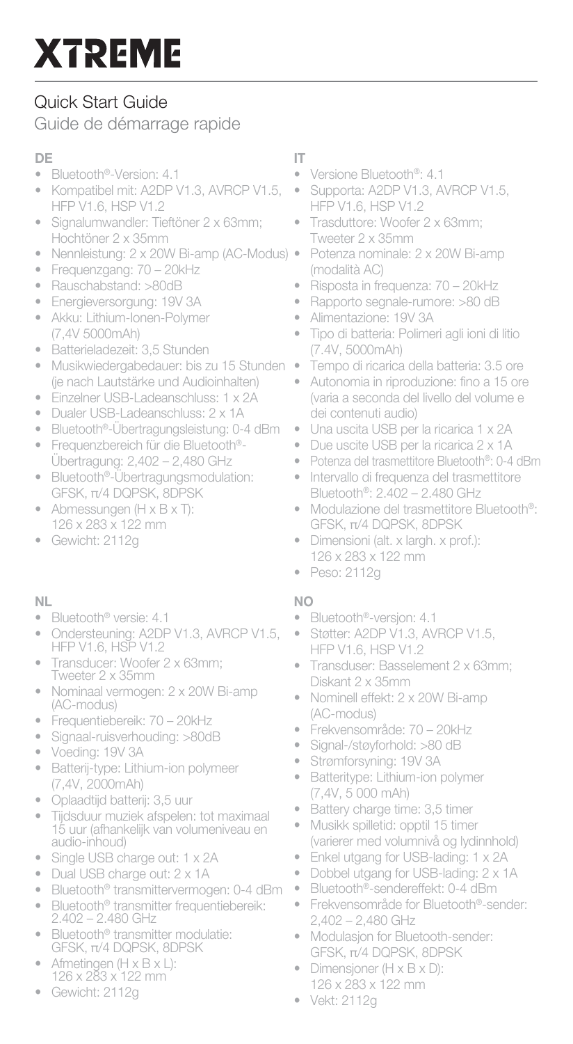# XTREME

## Quick Start Guide

Guide de démarrage rapide

### DE

- Bluetooth®-Version: 4.1
- Kompatibel mit: A2DP V1.3, AVRCP V1.5, HFP V1.6, HSP V1.2
- Signalumwandler: Tieftöner 2 x 63mm; Hochtöner 2 x 35mm
- Nennleistung: 2 x 20W Bi-amp (AC-Modus)
- Frequenzgang: 70 – 20kHz
- Rauschabstand: >80dB
- Energieversorgung: 19V 3A
- Akku: Lithium-Ionen-Polymer (7,4V 5000mAh)
- Batterieladezeit: 3,5 Stunden
- Musikwiedergabedauer: bis zu 15 Stunden (je nach Lautstärke und Audioinhalten)
- Einzelner USB-Ladeanschluss: 1 x 2A
- Dualer USB-Ladeanschluss: 2 x 1A
- Bluetooth®-Übertragungsleistung: 0-4 dBm
- Frequenzbereich für die Bluetooth®-Übertragung: 2,402 – 2,480 GHz
- Bluetooth®-Übertragungsmodulation: GFSK, π/4 DQPSK, 8DPSK
- Abmessungen (H x B x T): 126 x 283 x 122 mm
- Gewicht: 2112g

### NL

- Bluetooth® versie: 4.1
- Ondersteuning: A2DP V1.3, AVRCP V1.5, HFP V1.6, HSP V1.2
- Transducer: Woofer 2 x 63mm; Tweeter 2 x 35mm
- Nominaal vermogen: 2 x 20W Bi-amp (AC-modus)
- Frequentiebereik: 70 – 20kHz
- Signaal-ruisverhouding: >80dB
- Voeding: 19V 3A
- Batterij-type: Lithium-ion polymeer (7,4V, 2000mAh)
- Oplaadtijd batterij: 3,5 uur
- Tijdsduur muziek afspelen: tot maximaal 15 uur (afhankelijk van volumeniveau en audio-inhoud)
- Single USB charge out: 1 x 2A
- Dual USB charge out: 2 x 1A
- Bluetooth® transmittervermogen: 0-4 dBm
- Bluetooth® transmitter frequentiebereik: 2.402 – 2.480 GHz
- Bluetooth® transmitter modulatie: GFSK, π/4 DQPSK, 8DPSK
- Afmetingen (H x B x L): 126 x 283 x 122 mm
- Gewicht: 2112g

### IT

- Versione Bluetooth®: 4.1
- Supporta: A2DP V1.3, AVRCP V1.5, HFP V1.6, HSP V1.2
- Trasduttore: Woofer 2 x 63mm; Tweeter 2 x 35mm
- Potenza nominale: 2 x 20W Bi-amp (modalità AC)
- Risposta in frequenza: 70 – 20kHz
- Rapporto segnale-rumore: >80 dB
- Alimentazione: 19V 3A
- Tipo di batteria: Polimeri agli ioni di litio (7.4V, 5000mAh)
- Tempo di ricarica della batteria: 3.5 ore
- Autonomia in riproduzione: fino a 15 ore (varia a seconda del livello del volume e dei contenuti audio)
- Una uscita USB per la ricarica 1 x 2A
- Due uscite USB per la ricarica 2 x 1A
- Potenza del trasmettitore Bluetooth®: 0-4 dBm
- Intervallo di frequenza del trasmettitore Bluetooth®: 2.402 – 2.480 GHz
- Modulazione del trasmettitore Bluetooth®: GFSK, π/4 DQPSK, 8DPSK
- Dimensioni (alt. x largh. x prof.): 126 x 283 x 122 mm
- Peso: 2112g

### NO

- Bluetooth®-versjon: 4.1
- Støtter: A2DP V1.3, AVRCP V1.5, HFP V1.6, HSP V1.2
- Transduser: Basselement 2 x 63mm; Diskant 2 x 35mm
- Nominell effekt: 2 x 20W Bi-amp (AC-modus)
- Frekvensområde: 70 – 20kHz
- Signal-/støyforhold: >80 dB
- Strømforsyning: 19V 3A
- Batteritype: Lithium-ion polymer (7,4V, 5 000 mAh)
- Battery charge time: 3,5 timer
- Musikk spilletid: opptil 15 timer (varierer med volumnivå og lydinnhold)
- Enkel utgang for USB-lading: 1 x 2A
- Dobbel utgang for USB-lading: 2 x 1A
- Bluetooth®-sendereffekt: 0-4 dBm
- Frekvensområde for Bluetooth®-sender: 2,402 – 2,480 GHz
- Modulasjon for Bluetooth-sender: GFSK, π/4 DQPSK, 8DPSK
- Dimensjoner (H x B x D): 126 x 283 x 122 mm
- Vekt: 2112g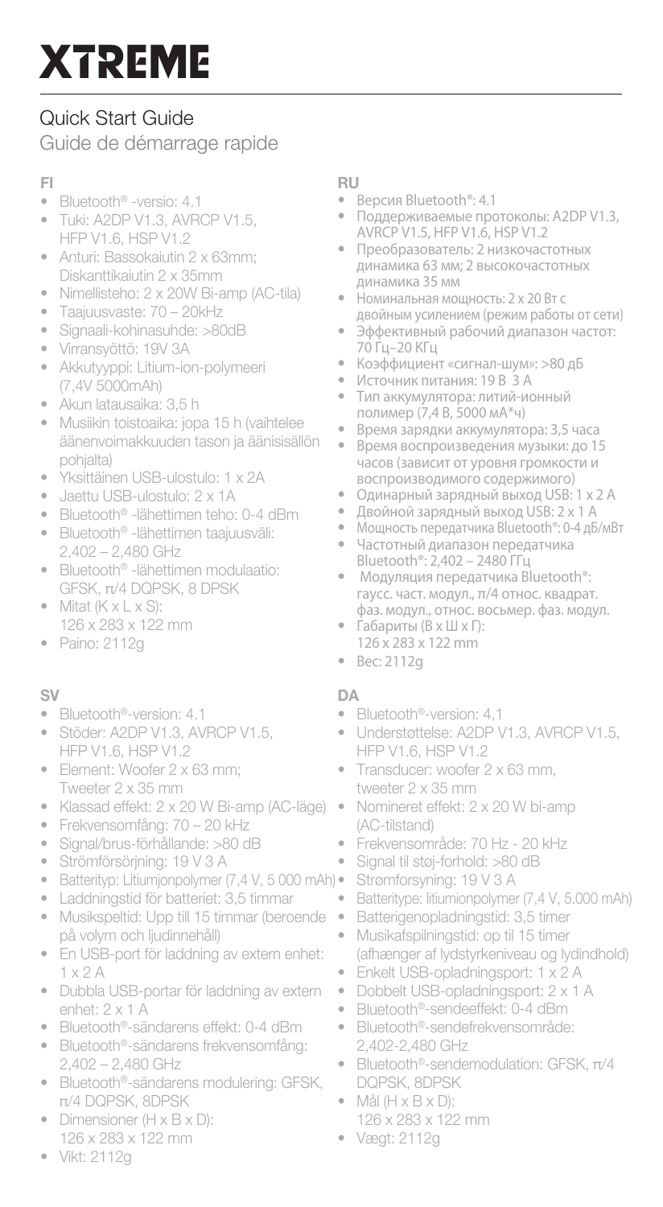# XTREME

## Quick Start Guide

Guide de démarrage rapide

### FI

- Bluetooth® -versio: 4.1
- Tuki: A2DP V1.3, AVRCP V1.5, HFP V1.6, HSP V1.2
- Anturi: Bassokaiutin 2 x 63mm; Diskanttikaiutin 2 x 35mm
- Nimellisteho: 2 x 20W Bi-amp (AC-tila)
- Taajuusvaste: 70 – 20kHz
- Signaali-kohinasuhde: >80dB
- Virransyöttö: 19V 3A
- Akkutyyppi: Litium-ion-polymeeri (7,4V 5000mAh)
- Akun latausaika: 3,5 h
- Musiikin toistoaika: jopa 15 h (vaihtelee äänenvoimakkuuden tason ja äänisisällön pohjalta)
- Yksittäinen USB-ulostulo: 1 x 2A
- Jaettu USB-ulostulo: 2 x 1A
- Bluetooth® -lähettimen teho: 0-4 dBm
- Bluetooth® -lähettimen taajuusväli: 2,402 – 2,480 GHz
- Bluetooth® -lähettimen modulaatio: GFSK, π/4 DQPSK, 8 DPSK
- Mitat (K x L x S): 126 x 283 x 122 mm
- Paino: 2112g

### RU

- Версия Bluetooth®: 4.1
- Поддерживаемые протоколы: A2DP V1.3, AVRCP V1.5, HFP V1.6, HSP V1.2
- Преобразователь: 2 низкочастотных динамика 63 мм; 2 высокочастотных динамика 35 мм
- Номинальная мощность: 2 x 20 Вт с двойным усилением (режим работы от сети)
- Эффективный рабочий диапазон частот: 70 Гц–20 КГц
- Коэффициент «сигнал-шум»: >80 дБ
- Источник питания: 19 В 3 А
- Тип аккумулятора: литий-ионный полимер (7,4 В, 5000 мА*ч)
- Время зарядки аккумулятора: 3,5 часа
- Время воспроизведения музыки: до 15 часов (зависит от уровня громкости и воспроизводимого содержимого)
- Одинарный зарядный выход USB: 1 x 2 А
- Двойной зарядный выход USB: 2 x 1 А
- Мощность передатчика Bluetooth®: 0-4 дБ/мВт
- Частотный диапазон передатчика Bluetooth®: 2,402 – 2480 ГГц
- Модуляция передатчика Bluetooth®: гаусс. част. модул., π/4 относ. квадрат. фаз. модул., относ. восьмер. фаз. модул.
- Габариты (В x Ш x Г): 126 x 283 x 122 mm
- Вес: 2112g

### SV

- Bluetooth®-version: 4.1
- Stöder: A2DP V1.3, AVRCP V1.5, HFP V1.6, HSP V1.2
- Element: Woofer 2 x 63 mm; Tweeter 2 x 35 mm
- Klassad effekt: 2 x 20 W Bi-amp (AC-läge)
- Frekvensomfång: 70 – 20 kHz
- Signal/brus-förhållande: >80 dB
- Strömförsörjning: 19 V 3 A
- Batterityp: Litiumjonpolymer (7,4 V, 5 000 mAh)
- Laddningstid för batteriet: 3,5 timmar
- Musikspeltid: Upp till 15 timmar (beroende på volym och ljudinnehåll)
- En USB-port för laddning av extern enhet: 1 x 2 A
- Dubbla USB-portar för laddning av extern enhet: 2 x 1 A
- Bluetooth®-sändarens effekt: 0-4 dBm
- Bluetooth®-sändarens frekvensomfång: 2,402 – 2,480 GHz
- Bluetooth®-sändarens modulering: GFSK, π/4 DQPSK, 8DPSK
- Dimensioner (H x B x D): 126 x 283 x 122 mm
- Vikt: 2112g

### DA

- Bluetooth®-version: 4,1
- Understøttelse: A2DP V1.3, AVRCP V1.5, HFP V1.6, HSP V1.2
- Transducer: woofer 2 x 63 mm, tweeter 2 x 35 mm
- Nomineret effekt: 2 x 20 W bi-amp (AC-tilstand)
- Frekvensområde: 70 Hz - 20 kHz
- Signal til støj-forhold: >80 dB
- Strømforsyning: 19 V 3 A
- Batteritype: litiumionpolymer (7,4 V, 5.000 mAh)
- Batterigenopladningstid: 3,5 timer
- Musikafspilningstid: op til 15 timer (afhænger af lydstyrkeniveau og lydindhold)
- Enkelt USB-opladningsport: 1 x 2 A
- Dobbelt USB-opladningsport: 2 x 1 A
- Bluetooth®-sendeeffekt: 0-4 dBm
- Bluetooth®-sendefrekvensområde: 2,402-2,480 GHz
- Bluetooth®-sendemodulation: GFSK, π/4 DQPSK, 8DPSK
- Mål (H x B x D): 126 x 283 x 122 mm
- Vægt: 2112g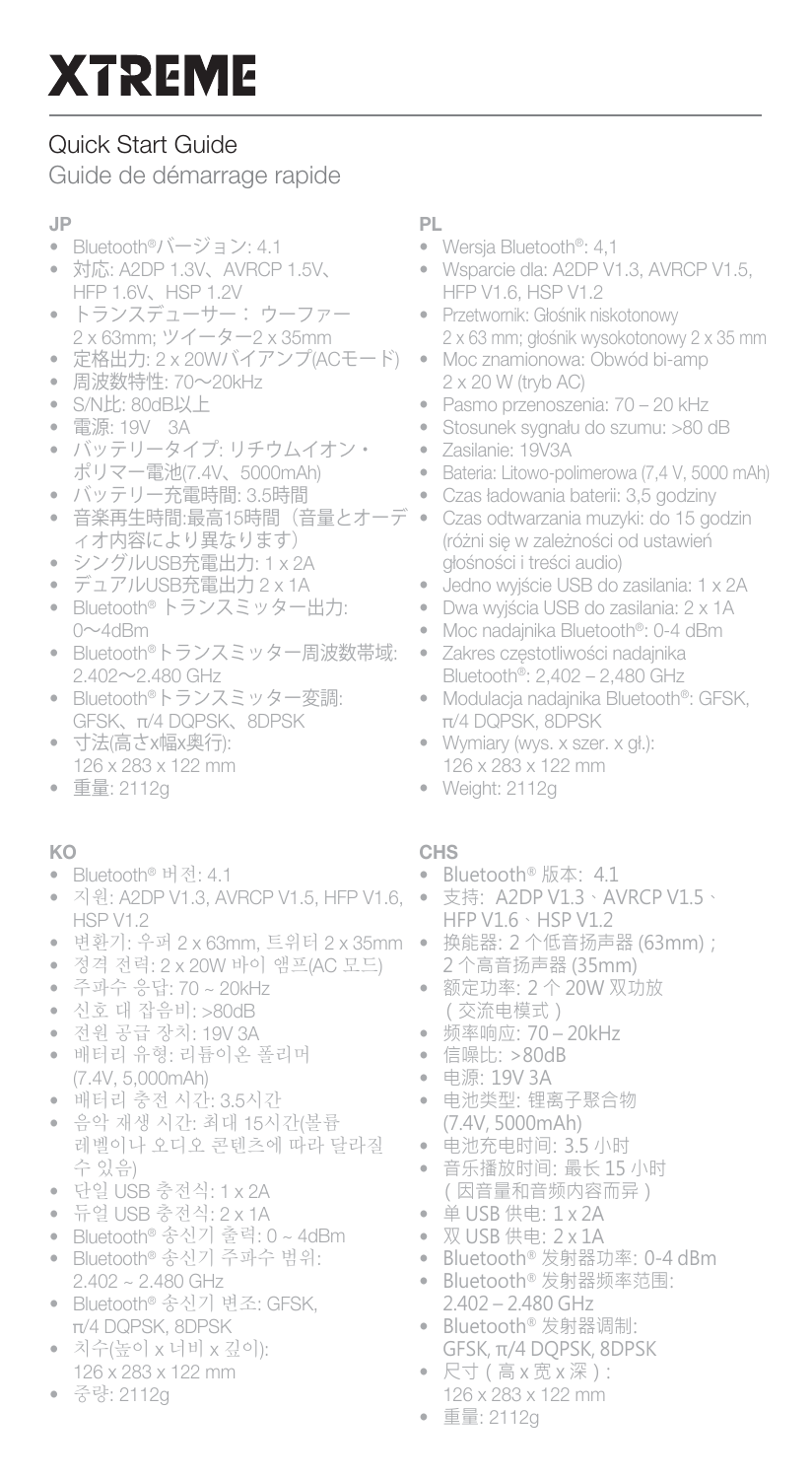# XTREME

## Quick Start Guide

Guide de démarrage rapide

### JP

- Bluetooth®バージョン: 4.1
- 対応: A2DP 1.3V、AVRCP 1.5V、HFP 1.6V、HSP 1.2V
- トランスデューサー： ウーファー 2 x 63mm; ツイーター2 x 35mm
- 定格出力: 2 x 20Wバイアンプ(ACモード)
- 周波数特性: 70〜20kHz
- S/N比: 80dB以上
- 電源: 19V 3A
- バッテリータイプ: リチウムイオン・ポリマー電池(7.4V、5000mAh)
- バッテリー充電時間: 3.5時間
- 音楽再生時間:最高15時間（音量とオーディオ内容により異なります）
- シングルUSB充電出力: 1 x 2A
- デュアルUSB充電出力 2 x 1A
- Bluetooth® トランスミッター出力: 0〜4dBm
- Bluetooth®トランスミッター周波数帯域: 2.402〜2.480 GHz
- Bluetooth®トランスミッター変調: GFSK、π/4 DQPSK、8DPSK
- 寸法(高さx幅x奥行): 126 x 283 x 122 mm
- 重量: 2112g

### KO

- Bluetooth® 버전: 4.1
- 지원: A2DP V1.3, AVRCP V1.5, HFP V1.6, HSP V1.2
- 변환기: 우퍼 2 x 63mm, 트위터 2 x 35mm
- 정격 전력: 2 x 20W 바이 앰프(AC 모드)
- 주파수 응답: 70 ~ 20kHz
- 신호 대 잡음비: >80dB
- 전원 공급 장치: 19V 3A
- 배터리 유형: 리튬이온 폴리머 (7.4V, 5,000mAh)
- 배터리 충전 시간: 3.5시간
- 음악 재생 시간: 최대 15시간(볼륨 레벨이나 오디오 콘텐츠에 따라 달라질 수 있음)
- 단일 USB 충전식: 1 x 2A
- 듀얼 USB 충전식: 2 x 1A
- Bluetooth® 송신기 출력: 0 ~ 4dBm
- Bluetooth® 송신기 주파수 범위: 2.402 ~ 2.480 GHz
- Bluetooth® 송신기 변조: GFSK, π/4 DQPSK, 8DPSK
- 치수(높이 x 너비 x 깊이): 126 x 283 x 122 mm
- 중량: 2112g

### PL

- Wersja Bluetooth®: 4,1
- Wsparcie dla: A2DP V1.3, AVRCP V1.5, HFP V1.6, HSP V1.2
- Przetwornik: Głośnik niskotonowy 2 x 63 mm; głośnik wysokotonowy 2 x 35 mm
- Moc znamionowa: Obwód bi-amp 2 x 20 W (tryb AC)
- Pasmo przenoszenia: 70 – 20 kHz
- Stosunek sygnału do szumu: >80 dB
- Zasilanie: 19V3A
- Bateria: Litowo-polimerowa (7,4 V, 5000 mAh)
- Czas ładowania baterii: 3,5 godziny
- Czas odtwarzania muzyki: do 15 godzin (różni się w zależności od ustawień głośności i treści audio)
- Jedno wyjście USB do zasilania: 1 x 2A
- Dwa wyjścia USB do zasilania: 2 x 1A
- Moc nadajnika Bluetooth®: 0-4 dBm
- Zakres częstotliwości nadajnika Bluetooth®: 2,402 – 2,480 GHz
- Modulacja nadajnika Bluetooth®: GFSK, π/4 DQPSK, 8DPSK
- Wymiary (wys. x szer. x gł.): 126 x 283 x 122 mm
- Weight: 2112g

### CHS

- Bluetooth® 版本: 4.1
- 支持: A2DP V1.3、AVRCP V1.5、HFP V1.6、HSP V1.2
- 换能器: 2 个低音扬声器 (63mm)；2 个高音扬声器 (35mm)
- 额定功率: 2 个 20W 双功放（交流电模式）
- 频率响应: 70 – 20kHz
- 信噪比: >80dB
- 电源: 19V 3A
- 电池类型: 锂离子聚合物 (7.4V, 5000mAh)
- 电池充电时间: 3.5 小时
- 音乐播放时间: 最长 15 小时（因音量和音频内容而异）
- 单 USB 供电: 1 x 2A
- 双 USB 供电: 2 x 1A
- Bluetooth® 发射器功率: 0-4 dBm
- Bluetooth® 发射器频率范围: 2.402 – 2.480 GHz
- Bluetooth® 发射器调制: GFSK, π/4 DQPSK, 8DPSK
- 尺寸（高 x 宽 x 深）: 126 x 283 x 122 mm
- 重量: 2112g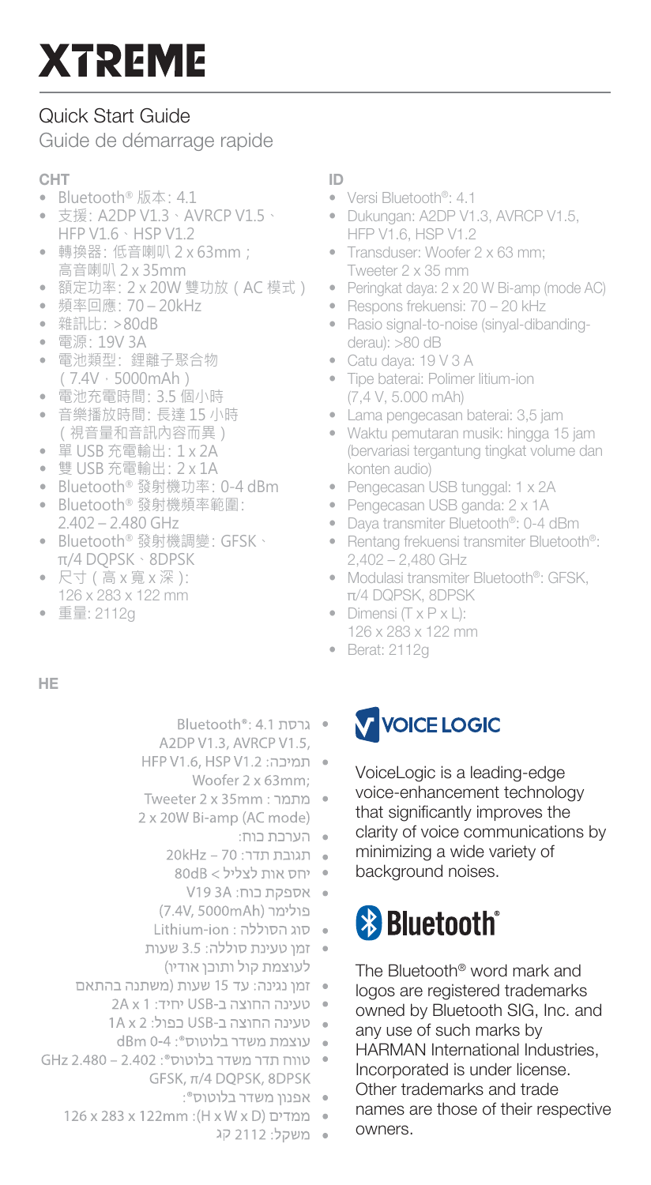# XTREME

## Quick Start Guide

Guide de démarrage rapide

### CHT

- Bluetooth® 版本: 4.1
- 支援: A2DP V1.3、AVRCP V1.5、HFP V1.6、HSP V1.2
- 轉換器: 低音喇叭 2 x 63mm；高音喇叭 2 x 35mm
- 額定功率: 2 x 20W 雙功放（AC 模式）
- 頻率回應: 70 – 20kHz
- 雜訊比: >80dB
- 電源: 19V 3A
- 電池類型: 鋰離子聚合物（7.4V，5000mAh）
- 電池充電時間: 3.5 個小時
- 音樂播放時間: 長達 15 小時（視音量和音訊內容而異）
- 單 USB 充電輸出: 1 x 2A
- 雙 USB 充電輸出: 2 x 1A
- Bluetooth® 發射機功率: 0-4 dBm
- Bluetooth® 發射機頻率範圍: 2.402 – 2.480 GHz
- Bluetooth® 發射機調變: GFSK、π/4 DQPSK、8DPSK
- 尺寸（高 x 寬 x 深）: 126 x 283 x 122 mm
- 重量: 2112g

### ID

- Versi Bluetooth®: 4.1
- Dukungan: A2DP V1.3, AVRCP V1.5, HFP V1.6, HSP V1.2
- Transduser: Woofer 2 x 63 mm; Tweeter 2 x 35 mm
- Peringkat daya: 2 x 20 W Bi-amp (mode AC)
- Respons frekuensi: 70 – 20 kHz
- Rasio signal-to-noise (sinyal-dibanding-derau): >80 dB
- Catu daya: 19 V 3 A
- Tipe baterai: Polimer litium-ion (7,4 V, 5.000 mAh)
- Lama pengecasan baterai: 3,5 jam
- Waktu pemutaran musik: hingga 15 jam (bervariasi tergantung tingkat volume dan konten audio)
- Pengecasan USB tunggal: 1 x 2A
- Pengecasan USB ganda: 2 x 1A
- Daya transmiter Bluetooth®: 0-4 dBm
- Rentang frekuensi transmiter Bluetooth®: 2,402 – 2,480 GHz
- Modulasi transmiter Bluetooth®: GFSK, π/4 DQPSK, 8DPSK
- Dimensi (T x P x L): 126 x 283 x 122 mm
- Berat: 2112g

### HE

- גרסת Bluetooth®: 4.1
- תמיכה: A2DP V1.3, AVRCP V1.5, HFP V1.6, HSP V1.2
- מתמר: Woofer 2 x 63mm; Tweeter 2 x 35mm
- הערכת כוח: 2 x 20W Bi-amp (AC mode)
- תגובת תדר: 70 – 20kHz
- יחס אות לצליל > 80dB
- אספקת כוח: 19V 3A
- סוג הסוללה : Lithium-ion פולימר (7.4V, 5000mAh)
- זמן טעינת סוללה: 3.5 שעות
- זמן נגינה: עד 15 שעות (משתנה בהתאם לעוצמת קול ותוכן אודיו)
- טעינה החוצה ב-USB יחיד: 1 x 2A
- טעינה החוצה ב-USB כפול: 2 x 1A
- עוצמת משדר בלוטוס®: 0-4 dBm
- טווח תדר משדר בלוטוס®: 2.402 – 2.480 GHz
- אפנון משדר בלוטוס®: GFSK, π/4 DQPSK, 8DPSK
- ממדים (H x W x D): 126 x 283 x 122mm
- משקל: 2112 קג

**VOICE LOGIC**

VoiceLogic is a leading-edge voice-enhancement technology that significantly improves the clarity of voice communications by minimizing a wide variety of background noises.

**Bluetooth®**

The Bluetooth® word mark and logos are registered trademarks owned by Bluetooth SIG, Inc. and any use of such marks by HARMAN International Industries, Incorporated is under license. Other trademarks and trade names are those of their respective owners.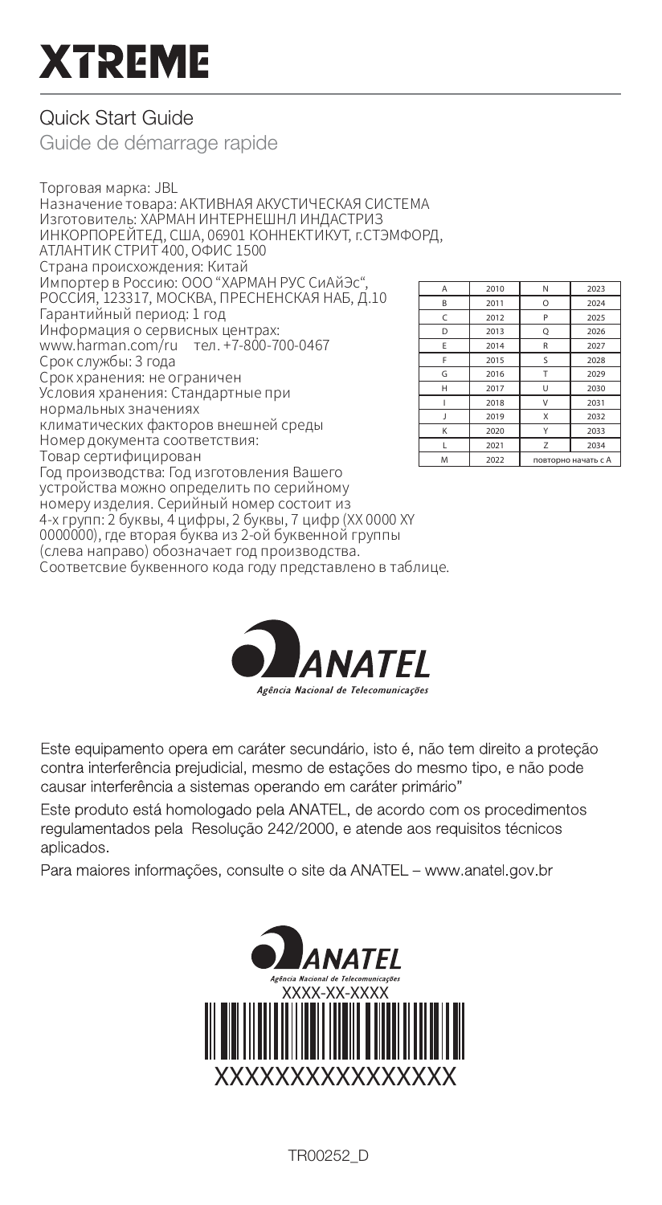// XTREME

## Quick Start Guide

Guide de démarrage rapide

Торговая марка: JBL
Назначение товара: АКТИВНАЯ АКУСТИЧЕСКАЯ СИСТЕМА
Изготовитель: ХАРМАН ИНТЕРНЕШНЛ ИНДАСТРИЗ ИНКОРПОРЕЙТЕД, США, 06901 КОННЕКТИКУТ, г.СТЭМФОРД, АТЛАНТИК СТРИТ 400, ОФИС 1500
Страна происхождения: Китай
Импортер в Россию: ООО "ХАРМАН РУС СиАйЭс", РОССИЯ, 123317, МОСКВА, ПРЕСНЕНСКАЯ НАБ, Д.10
Гарантийный период: 1 год
Информация о сервисных центрах: www.harman.com/ru тел. +7-800-700-0467
Срок службы: 3 года
Срок хранения: не ограничен
Условия хранения: Стандартные при нормальных значениях климатических факторов внешней среды
Номер документа соответствия:
Товар сертифицирован
Год производства: Год изготовления Вашего устройства можно определить по серийному номеру изделия. Серийный номер состоит из 4-х групп: 2 буквы, 4 цифры, 2 буквы, 7 цифр (XX 0000 XY 0000000), где вторая буква из 2-ой буквенной группы (слева направо) обозначает год производства.
Соответсвие буквенного кода году представлено в таблице.

| | | | |
|---|---|---|---|
| A | 2010 | N | 2023 |
| B | 2011 | O | 2024 |
| C | 2012 | P | 2025 |
| D | 2013 | Q | 2026 |
| E | 2014 | R | 2027 |
| F | 2015 | S | 2028 |
| G | 2016 | T | 2029 |
| H | 2017 | U | 2030 |
| I | 2018 | V | 2031 |
| J | 2019 | X | 2032 |
| K | 2020 | Y | 2033 |
| L | 2021 | Z | 2034 |
| M | 2022 | повторно начать с A | |

ANATEL
Agência Nacional de Telecomunicações

Este equipamento opera em caráter secundário, isto é, não tem direito a proteção contra interferência prejudicial, mesmo de estações do mesmo tipo, e não pode causar interferência a sistemas operando em caráter primário"

Este produto está homologado pela ANATEL, de acordo com os procedimentos regulamentados pela Resolução 242/2000, e atende aos requisitos técnicos aplicados.

Para maiores informações, consulte o site da ANATEL – www.anatel.gov.br

ANATEL
Agência Nacional de Telecomunicações
XXXX-XX-XXXX
XXXXXXXXXXXXXXX

TR00252_D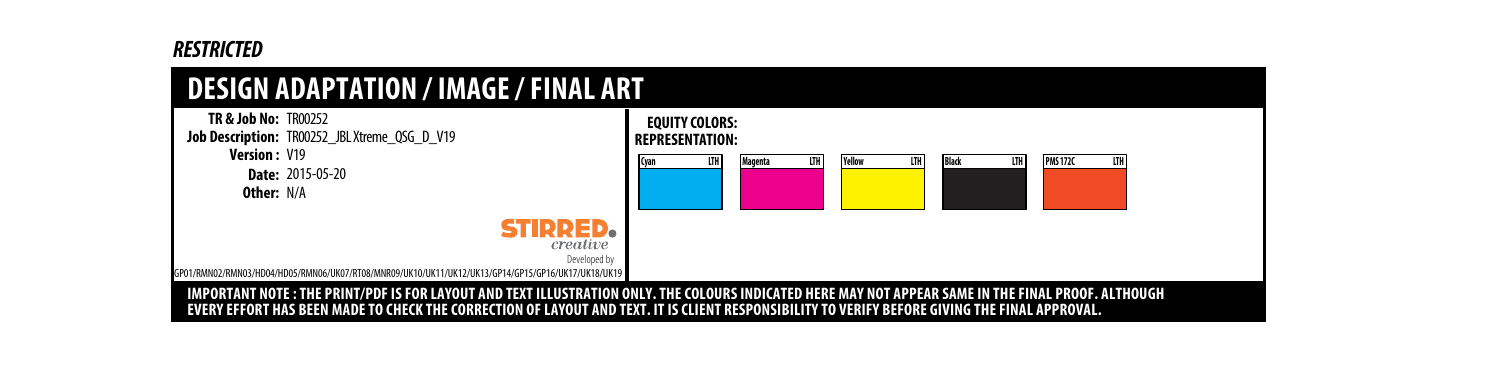***RESTRICTED***

# DESIGN ADAPTATION / IMAGE / FINAL ART

**TR & Job No:** TR00252
**Job Description:** TR00252_JBL Xtreme_QSG_D_V19
**Version :** V19
**Date:** 2015-05-20
**Other:** N/A

STIRRED. creative
Developed by

GP01/RMN02/RMN03/HD04/HD05/RMN06/UK07/RT08/MNR09/UK10/UK11/UK12/UK13/GP14/GP15/GP16/UK17/UK18/UK19

**EQUITY COLORS:**
**REPRESENTATION:**

| | | | | |
|---|---|---|---|---|
| Cyan LTH | Magenta LTH | Yellow LTH | Black LTH | PMS 172C LTH |

**IMPORTANT NOTE : THE PRINT/PDF IS FOR LAYOUT AND TEXT ILLUSTRATION ONLY. THE COLOURS INDICATED HERE MAY NOT APPEAR SAME IN THE FINAL PROOF. ALTHOUGH EVERY EFFORT HAS BEEN MADE TO CHECK THE CORRECTION OF LAYOUT AND TEXT. IT IS CLIENT RESPONSIBILITY TO VERIFY BEFORE GIVING THE FINAL APPROVAL.**